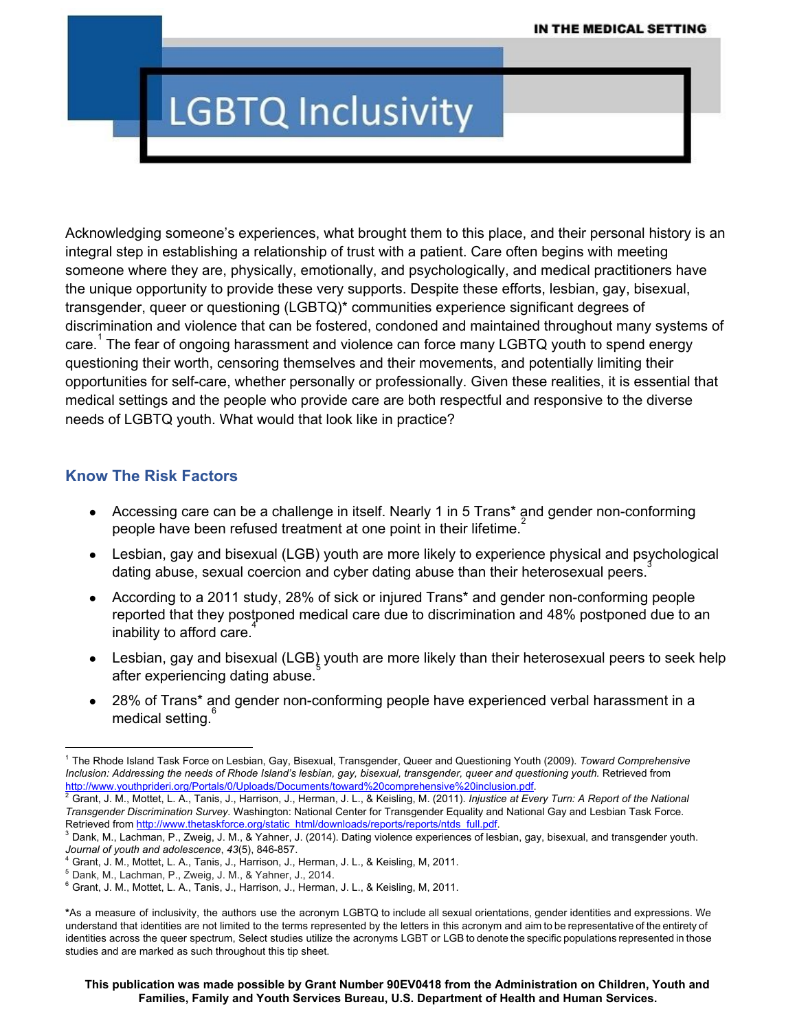# LGBTQ Inclusivity

IN THE MEDICAL SETTING

Acknowledging someone's experiences, what brought them to this place, and their personal history is an integral step in establishing a relationship of trust with a patient. Care often begins with meeting someone where they are, physically, emotionally, and psychologically, and medical practitioners have the unique opportunity to provide these very supports. Despite these efforts, lesbian, gay, bisexual, transgender, queer or questioning (LGBTQ)* communities experience significant degrees of discrimination and violence that can be fostered, condoned and maintained throughout many systems of care.[1] The fear of ongoing harassment and violence can force many LGBTQ youth to spend energy questioning their worth, censoring themselves and their movements, and potentially limiting their opportunities for self-care, whether personally or professionally. Given these realities, it is essential that medical settings and the people who provide care are both respectful and responsive to the diverse needs of LGBTQ youth. What would that look like in practice?

## Know The Risk Factors

- Accessing care can be a challenge in itself. Nearly 1 in 5 Trans* and gender non-conforming people have been refused treatment at one point in their lifetime.[2]
- Lesbian, gay and bisexual (LGB) youth are more likely to experience physical and psychological dating abuse, sexual coercion and cyber dating abuse than their heterosexual peers.[3]
- According to a 2011 study, 28% of sick or injured Trans* and gender non-conforming people reported that they postponed medical care due to discrimination and 48% postponed due to an inability to afford care.[4]
- Lesbian, gay and bisexual (LGB) youth are more likely than their heterosexual peers to seek help after experiencing dating abuse.[5]
- 28% of Trans* and gender non-conforming people have experienced verbal harassment in a medical setting.[6]

---

[1] The Rhode Island Task Force on Lesbian, Gay, Bisexual, Transgender, Queer and Questioning Youth (2009). *Toward Comprehensive Inclusion: Addressing the needs of Rhode Island's lesbian, gay, bisexual, transgender, queer and questioning youth.* Retrieved from http://www.youthprideri.org/Portals/0/Uploads/Documents/toward%20comprehensive%20inclusion.pdf.

[2] Grant, J. M., Mottet, L. A., Tanis, J., Harrison, J., Herman, J. L., & Keisling, M. (2011). *Injustice at Every Turn: A Report of the National Transgender Discrimination Survey.* Washington: National Center for Transgender Equality and National Gay and Lesbian Task Force. Retrieved from http://www.thetaskforce.org/static_html/downloads/reports/reports/ntds_full.pdf.

[3] Dank, M., Lachman, P., Zweig, J. M., & Yahner, J. (2014). Dating violence experiences of lesbian, gay, bisexual, and transgender youth. *Journal of youth and adolescence*, *43*(5), 846-857.

[4] Grant, J. M., Mottet, L. A., Tanis, J., Harrison, J., Herman, J. L., & Keisling, M, 2011.

[5] Dank, M., Lachman, P., Zweig, J. M., & Yahner, J., 2014.

[6] Grant, J. M., Mottet, L. A., Tanis, J., Harrison, J., Herman, J. L., & Keisling, M, 2011.

*As a measure of inclusivity, the authors use the acronym LGBTQ to include all sexual orientations, gender identities and expressions. We understand that identities are not limited to the terms represented by the letters in this acronym and aim to be representative of the entirety of identities across the queer spectrum, Select studies utilize the acronyms LGBT or LGB to denote the specific populations represented in those studies and are marked as such throughout this tip sheet.

**This publication was made possible by Grant Number 90EV0418 from the Administration on Children, Youth and Families, Family and Youth Services Bureau, U.S. Department of Health and Human Services.**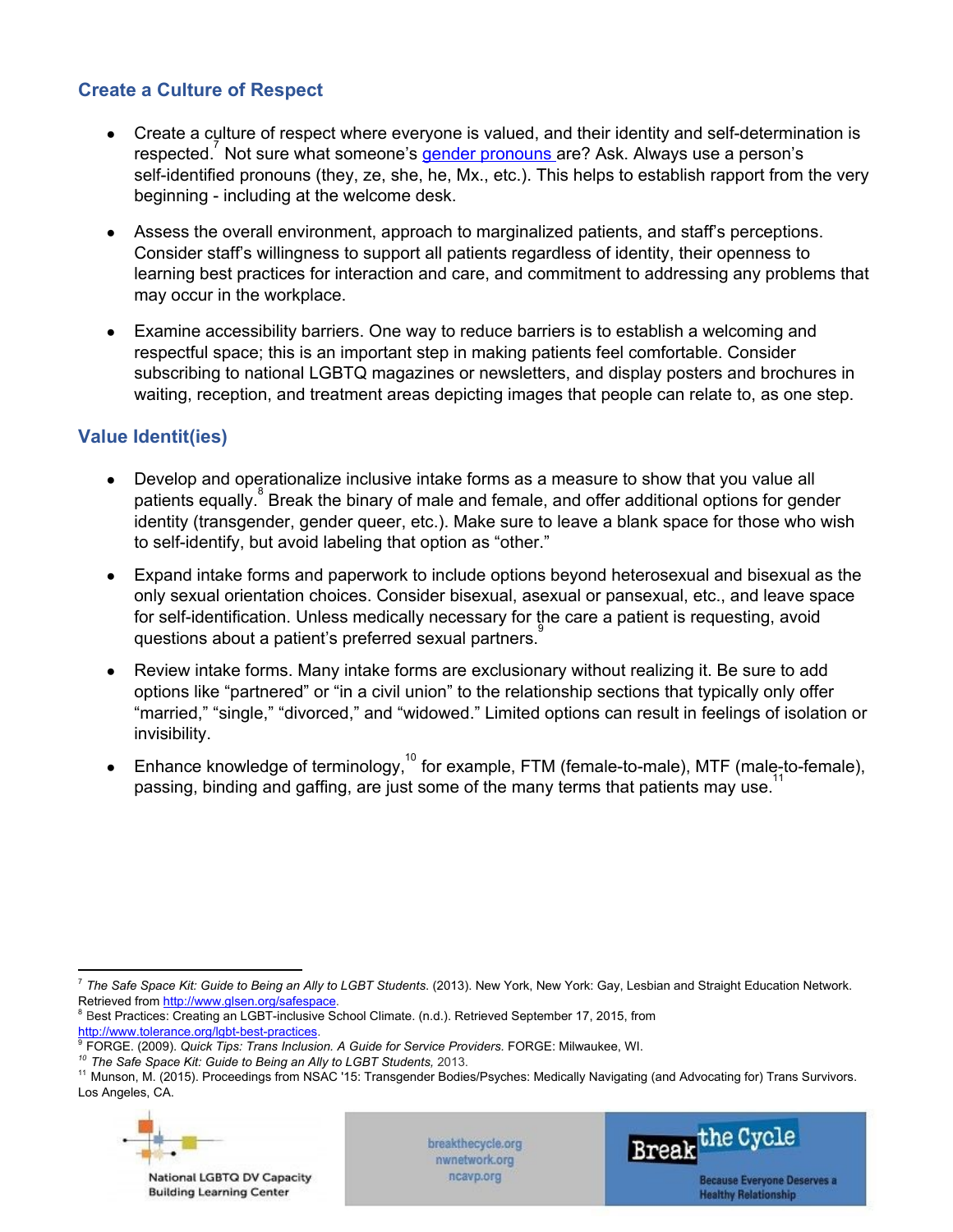## Create a Culture of Respect

- Create a culture of respect where everyone is valued, and their identity and self-determination is respected.[7] Not sure what someone's [gender pronouns](#) are? Ask. Always use a person's self-identified pronouns (they, ze, she, he, Mx., etc.). This helps to establish rapport from the very beginning - including at the welcome desk.
- Assess the overall environment, approach to marginalized patients, and staff's perceptions. Consider staff's willingness to support all patients regardless of identity, their openness to learning best practices for interaction and care, and commitment to addressing any problems that may occur in the workplace.
- Examine accessibility barriers. One way to reduce barriers is to establish a welcoming and respectful space; this is an important step in making patients feel comfortable. Consider subscribing to national LGBTQ magazines or newsletters, and display posters and brochures in waiting, reception, and treatment areas depicting images that people can relate to, as one step.

## Value Identit(ies)

- Develop and operationalize inclusive intake forms as a measure to show that you value all patients equally.[8] Break the binary of male and female, and offer additional options for gender identity (transgender, gender queer, etc.). Make sure to leave a blank space for those who wish to self-identify, but avoid labeling that option as "other."
- Expand intake forms and paperwork to include options beyond heterosexual and bisexual as the only sexual orientation choices. Consider bisexual, asexual or pansexual, etc., and leave space for self-identification. Unless medically necessary for the care a patient is requesting, avoid questions about a patient's preferred sexual partners.[9]
- Review intake forms. Many intake forms are exclusionary without realizing it. Be sure to add options like "partnered" or "in a civil union" to the relationship sections that typically only offer "married," "single," "divorced," and "widowed." Limited options can result in feelings of isolation or invisibility.
- Enhance knowledge of terminology,[10] for example, FTM (female-to-male), MTF (male-to-female), passing, binding and gaffing, are just some of the many terms that patients may use.[11]

---

[7] *The Safe Space Kit: Guide to Being an Ally to LGBT Students.* (2013). New York, New York: Gay, Lesbian and Straight Education Network. Retrieved from http://www.glsen.org/safespace.

[8] Best Practices: Creating an LGBT-inclusive School Climate. (n.d.). Retrieved September 17, 2015, from http://www.tolerance.org/lgbt-best-practices.

[9] FORGE. (2009). *Quick Tips: Trans Inclusion. A Guide for Service Providers.* FORGE: Milwaukee, WI.

[10] *The Safe Space Kit: Guide to Being an Ally to LGBT Students,* 2013.

[11] Munson, M. (2015). Proceedings from NSAC '15: Transgender Bodies/Psyches: Medically Navigating (and Advocating for) Trans Survivors. Los Angeles, CA.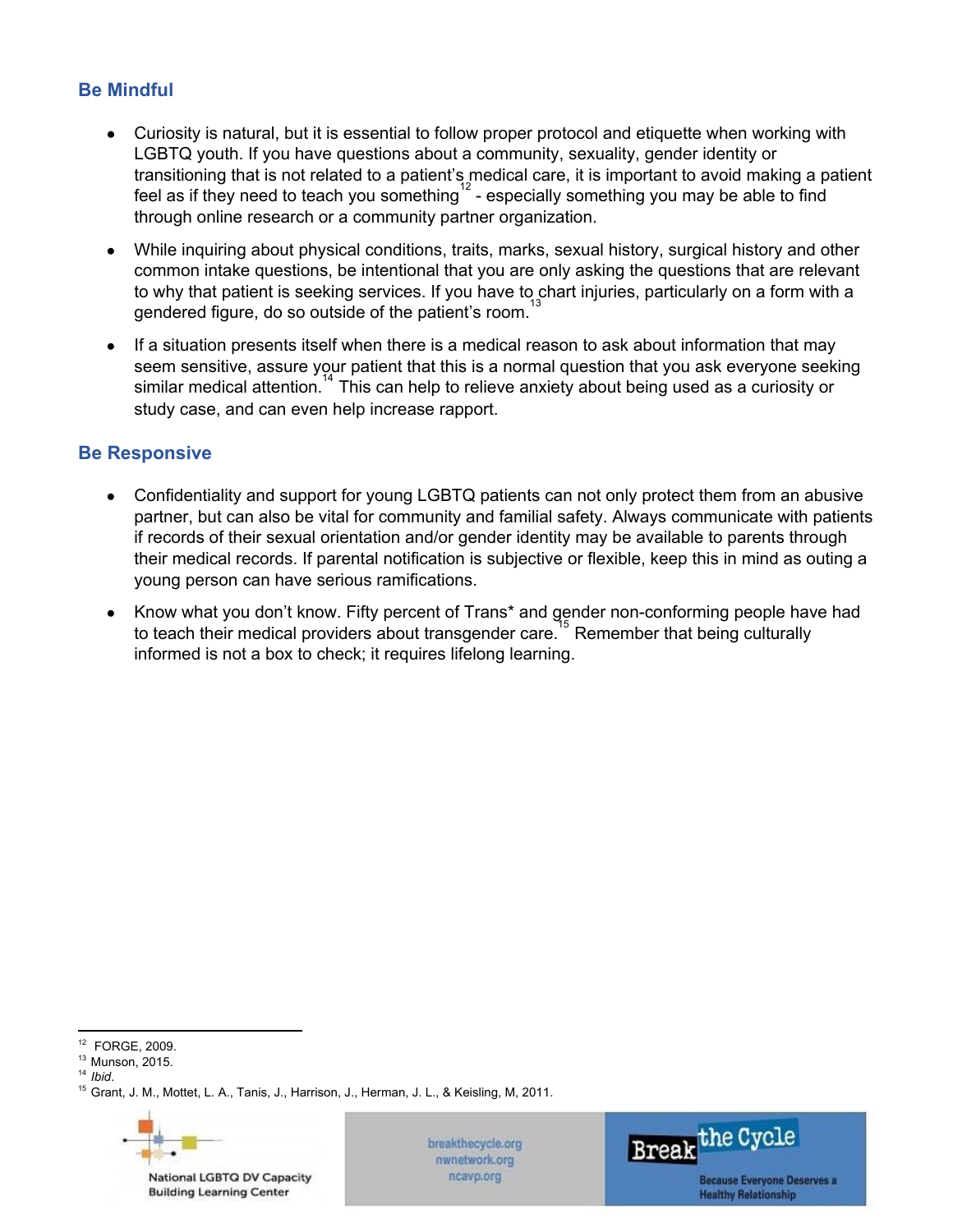## Be Mindful

- Curiosity is natural, but it is essential to follow proper protocol and etiquette when working with LGBTQ youth. If you have questions about a community, sexuality, gender identity or transitioning that is not related to a patient's medical care, it is important to avoid making a patient feel as if they need to teach you something[12] - especially something you may be able to find through online research or a community partner organization.
- While inquiring about physical conditions, traits, marks, sexual history, surgical history and other common intake questions, be intentional that you are only asking the questions that are relevant to why that patient is seeking services. If you have to chart injuries, particularly on a form with a gendered figure, do so outside of the patient's room.[13]
- If a situation presents itself when there is a medical reason to ask about information that may seem sensitive, assure your patient that this is a normal question that you ask everyone seeking similar medical attention.[14] This can help to relieve anxiety about being used as a curiosity or study case, and can even help increase rapport.

## Be Responsive

- Confidentiality and support for young LGBTQ patients can not only protect them from an abusive partner, but can also be vital for community and familial safety. Always communicate with patients if records of their sexual orientation and/or gender identity may be available to parents through their medical records. If parental notification is subjective or flexible, keep this in mind as outing a young person can have serious ramifications.
- Know what you don't know. Fifty percent of Trans* and gender non-conforming people have had to teach their medical providers about transgender care.[15] Remember that being culturally informed is not a box to check; it requires lifelong learning.

---

[12] FORGE, 2009.
[13] Munson, 2015.
[14] *Ibid*.
[15] Grant, J. M., Mottet, L. A., Tanis, J., Harrison, J., Herman, J. L., & Keisling, M, 2011.